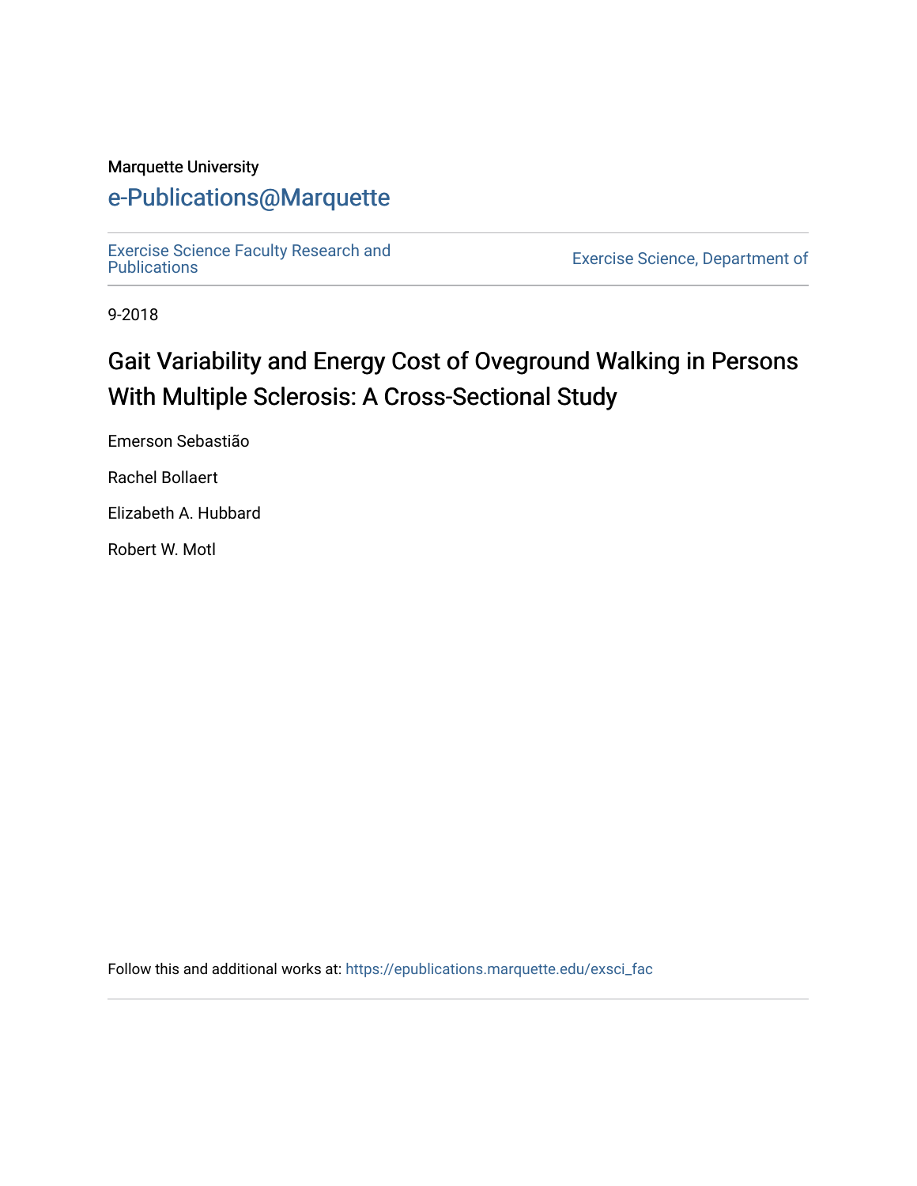Marquette University

# e-Publications@Marquette

Exercise Science Faculty Research and Publications

Exercise Science, Department of

9-2018

## Gait Variability and Energy Cost of Oveground Walking in Persons With Multiple Sclerosis: A Cross-Sectional Study

Emerson Sebastião

Rachel Bollaert

Elizabeth A. Hubbard

Robert W. Motl

Follow this and additional works at: https://epublications.marquette.edu/exsci_fac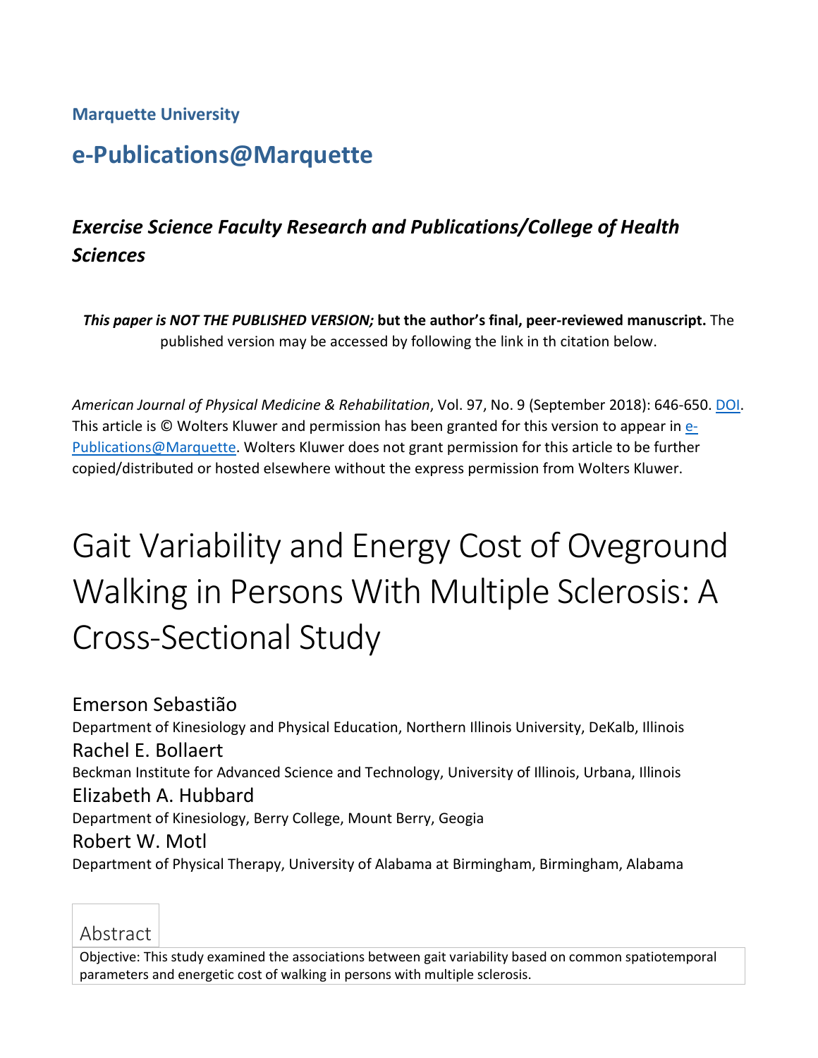**Marquette University**

## e-Publications@Marquette

### *Exercise Science Faculty Research and Publications/College of Health Sciences*

***This paper is NOT THE PUBLISHED VERSION;*** **but the author's final, peer-reviewed manuscript.** The published version may be accessed by following the link in th citation below.

*American Journal of Physical Medicine & Rehabilitation*, Vol. 97, No. 9 (September 2018): 646-650. DOI. This article is © Wolters Kluwer and permission has been granted for this version to appear in e-Publications@Marquette. Wolters Kluwer does not grant permission for this article to be further copied/distributed or hosted elsewhere without the express permission from Wolters Kluwer.

# Gait Variability and Energy Cost of Oveground Walking in Persons With Multiple Sclerosis: A Cross-Sectional Study

Emerson Sebastião
Department of Kinesiology and Physical Education, Northern Illinois University, DeKalb, Illinois

Rachel E. Bollaert
Beckman Institute for Advanced Science and Technology, University of Illinois, Urbana, Illinois

Elizabeth A. Hubbard
Department of Kinesiology, Berry College, Mount Berry, Geogia

Robert W. Motl
Department of Physical Therapy, University of Alabama at Birmingham, Birmingham, Alabama

## Abstract

Objective: This study examined the associations between gait variability based on common spatiotemporal parameters and energetic cost of walking in persons with multiple sclerosis.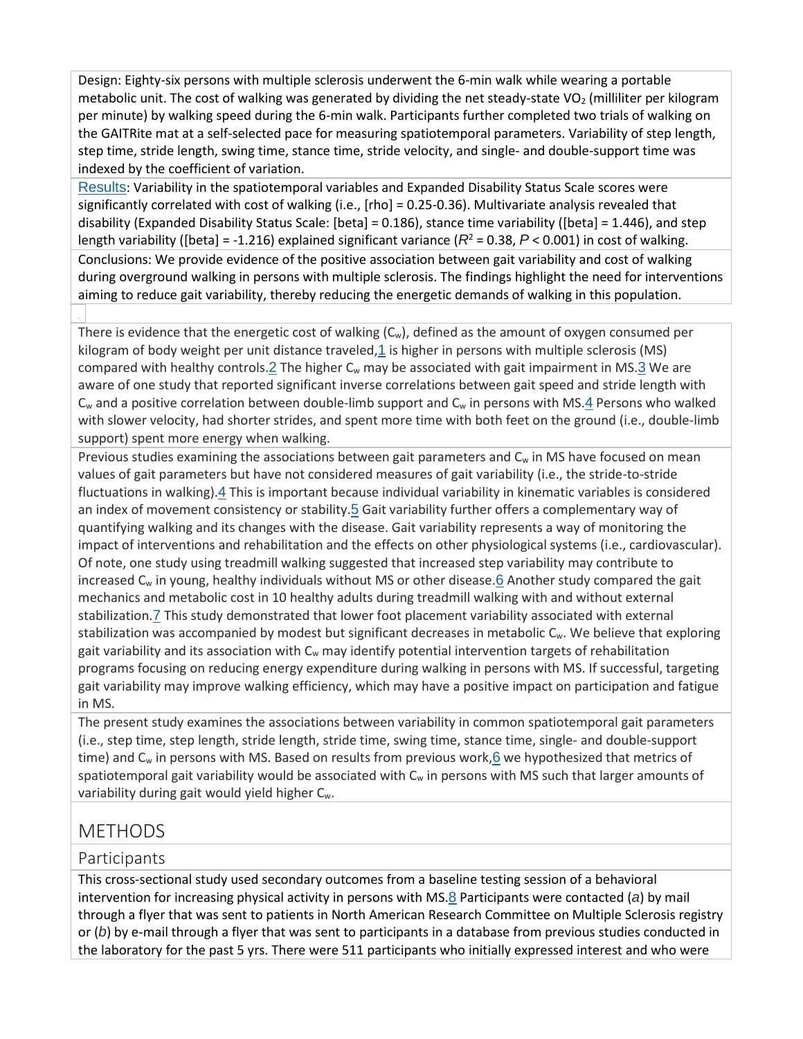Design: Eighty-six persons with multiple sclerosis underwent the 6-min walk while wearing a portable metabolic unit. The cost of walking was generated by dividing the net steady-state $VO_2$ (milliliter per kilogram per minute) by walking speed during the 6-min walk. Participants further completed two trials of walking on the GAITRite mat at a self-selected pace for measuring spatiotemporal parameters. Variability of step length, step time, stride length, swing time, stance time, stride velocity, and single- and double-support time was indexed by the coefficient of variation.

Results: Variability in the spatiotemporal variables and Expanded Disability Status Scale scores were significantly correlated with cost of walking (i.e., [rho] = 0.25-0.36). Multivariate analysis revealed that disability (Expanded Disability Status Scale: [beta] = 0.186), stance time variability ([beta] = 1.446), and step length variability ([beta] = -1.216) explained significant variance ($R^2 = 0.38$, $P < 0.001$) in cost of walking.

Conclusions: We provide evidence of the positive association between gait variability and cost of walking during overground walking in persons with multiple sclerosis. The findings highlight the need for interventions aiming to reduce gait variability, thereby reducing the energetic demands of walking in this population.

There is evidence that the energetic cost of walking ($C_w$), defined as the amount of oxygen consumed per kilogram of body weight per unit distance traveled,[1] is higher in persons with multiple sclerosis (MS) compared with healthy controls.[2] The higher $C_w$ may be associated with gait impairment in MS.[3] We are aware of one study that reported significant inverse correlations between gait speed and stride length with $C_w$ and a positive correlation between double-limb support and $C_w$ in persons with MS.[4] Persons who walked with slower velocity, had shorter strides, and spent more time with both feet on the ground (i.e., double-limb support) spent more energy when walking.

Previous studies examining the associations between gait parameters and $C_w$ in MS have focused on mean values of gait parameters but have not considered measures of gait variability (i.e., the stride-to-stride fluctuations in walking).[4] This is important because individual variability in kinematic variables is considered an index of movement consistency or stability.[5] Gait variability further offers a complementary way of quantifying walking and its changes with the disease. Gait variability represents a way of monitoring the impact of interventions and rehabilitation and the effects on other physiological systems (i.e., cardiovascular). Of note, one study using treadmill walking suggested that increased step variability may contribute to increased $C_w$ in young, healthy individuals without MS or other disease.[6] Another study compared the gait mechanics and metabolic cost in 10 healthy adults during treadmill walking with and without external stabilization.[7] This study demonstrated that lower foot placement variability associated with external stabilization was accompanied by modest but significant decreases in metabolic $C_w$. We believe that exploring gait variability and its association with $C_w$ may identify potential intervention targets of rehabilitation programs focusing on reducing energy expenditure during walking in persons with MS. If successful, targeting gait variability may improve walking efficiency, which may have a positive impact on participation and fatigue in MS.

The present study examines the associations between variability in common spatiotemporal gait parameters (i.e., step time, step length, stride length, stride time, swing time, stance time, single- and double-support time) and $C_w$ in persons with MS. Based on results from previous work,[6] we hypothesized that metrics of spatiotemporal gait variability would be associated with $C_w$ in persons with MS such that larger amounts of variability during gait would yield higher $C_w$.

## METHODS

### Participants

This cross-sectional study used secondary outcomes from a baseline testing session of a behavioral intervention for increasing physical activity in persons with MS.[8] Participants were contacted (*a*) by mail through a flyer that was sent to patients in North American Research Committee on Multiple Sclerosis registry or (*b*) by e-mail through a flyer that was sent to participants in a database from previous studies conducted in the laboratory for the past 5 yrs. There were 511 participants who initially expressed interest and who were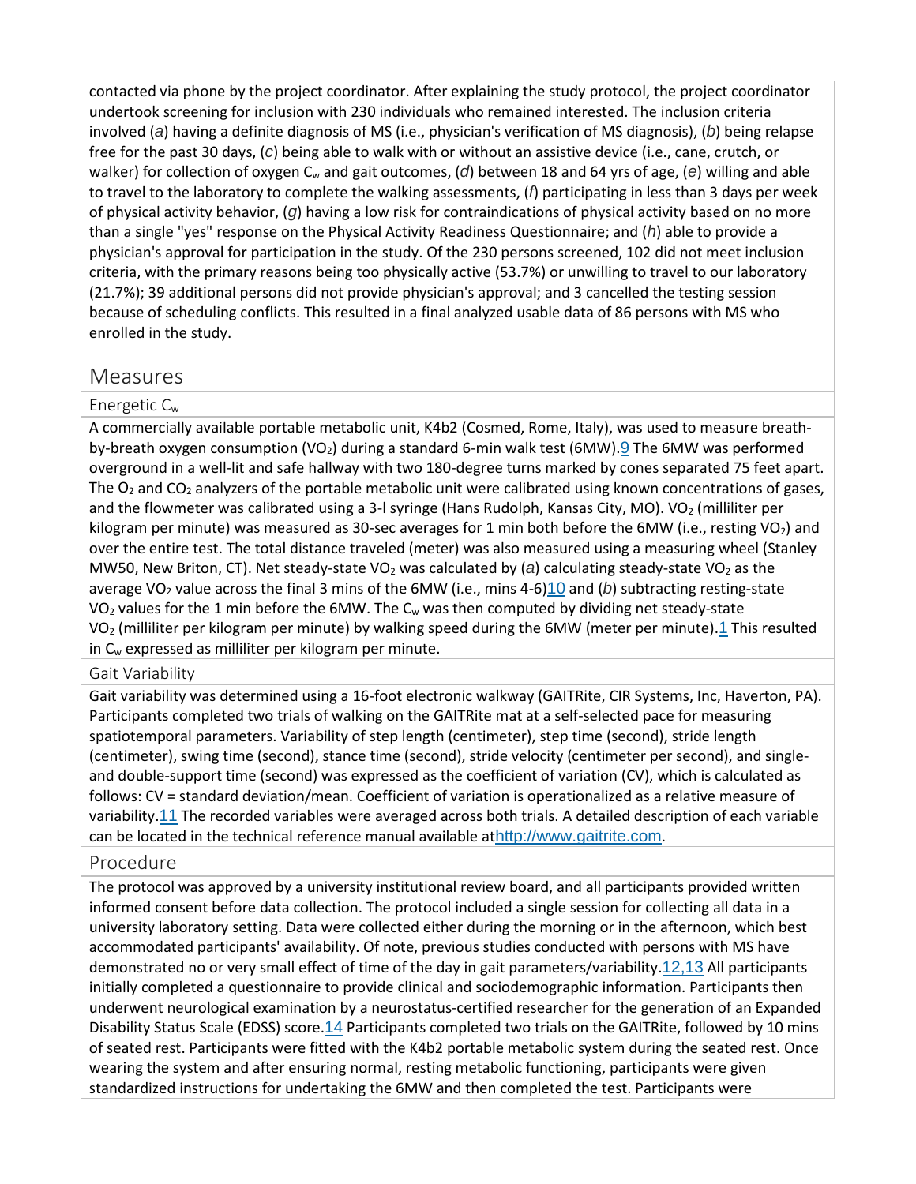contacted via phone by the project coordinator. After explaining the study protocol, the project coordinator undertook screening for inclusion with 230 individuals who remained interested. The inclusion criteria involved (*a*) having a definite diagnosis of MS (i.e., physician's verification of MS diagnosis), (*b*) being relapse free for the past 30 days, (*c*) being able to walk with or without an assistive device (i.e., cane, crutch, or walker) for collection of oxygen $C_w$ and gait outcomes, (*d*) between 18 and 64 yrs of age, (*e*) willing and able to travel to the laboratory to complete the walking assessments, (*f*) participating in less than 3 days per week of physical activity behavior, (*g*) having a low risk for contraindications of physical activity based on no more than a single "yes" response on the Physical Activity Readiness Questionnaire; and (*h*) able to provide a physician's approval for participation in the study. Of the 230 persons screened, 102 did not meet inclusion criteria, with the primary reasons being too physically active (53.7%) or unwilling to travel to our laboratory (21.7%); 39 additional persons did not provide physician's approval; and 3 cancelled the testing session because of scheduling conflicts. This resulted in a final analyzed usable data of 86 persons with MS who enrolled in the study.

## Measures

### Energetic $C_w$

A commercially available portable metabolic unit, K4b2 (Cosmed, Rome, Italy), was used to measure breath-by-breath oxygen consumption ($VO_2$) during a standard 6-min walk test (6MW).[9] The 6MW was performed overground in a well-lit and safe hallway with two 180-degree turns marked by cones separated 75 feet apart. The $O_2$ and $CO_2$ analyzers of the portable metabolic unit were calibrated using known concentrations of gases, and the flowmeter was calibrated using a 3-l syringe (Hans Rudolph, Kansas City, MO). $VO_2$ (milliliter per kilogram per minute) was measured as 30-sec averages for 1 min both before the 6MW (i.e., resting $VO_2$) and over the entire test. The total distance traveled (meter) was also measured using a measuring wheel (Stanley MW50, New Briton, CT). Net steady-state $VO_2$ was calculated by (*a*) calculating steady-state $VO_2$ as the average $VO_2$ value across the final 3 mins of the 6MW (i.e., mins 4-6)[10] and (*b*) subtracting resting-state $VO_2$ values for the 1 min before the 6MW. The $C_w$ was then computed by dividing net steady-state $VO_2$ (milliliter per kilogram per minute) by walking speed during the 6MW (meter per minute).[1] This resulted in $C_w$ expressed as milliliter per kilogram per minute.

### Gait Variability

Gait variability was determined using a 16-foot electronic walkway (GAITRite, CIR Systems, Inc, Haverton, PA). Participants completed two trials of walking on the GAITRite mat at a self-selected pace for measuring spatiotemporal parameters. Variability of step length (centimeter), step time (second), stride length (centimeter), swing time (second), stance time (second), stride velocity (centimeter per second), and single- and double-support time (second) was expressed as the coefficient of variation (CV), which is calculated as follows: CV = standard deviation/mean. Coefficient of variation is operationalized as a relative measure of variability.[11] The recorded variables were averaged across both trials. A detailed description of each variable can be located in the technical reference manual available athttp://www.gaitrite.com.

### Procedure

The protocol was approved by a university institutional review board, and all participants provided written informed consent before data collection. The protocol included a single session for collecting all data in a university laboratory setting. Data were collected either during the morning or in the afternoon, which best accommodated participants' availability. Of note, previous studies conducted with persons with MS have demonstrated no or very small effect of time of the day in gait parameters/variability.[12,13] All participants initially completed a questionnaire to provide clinical and sociodemographic information. Participants then underwent neurological examination by a neurostatus-certified researcher for the generation of an Expanded Disability Status Scale (EDSS) score.[14] Participants completed two trials on the GAITRite, followed by 10 mins of seated rest. Participants were fitted with the K4b2 portable metabolic system during the seated rest. Once wearing the system and after ensuring normal, resting metabolic functioning, participants were given standardized instructions for undertaking the 6MW and then completed the test. Participants were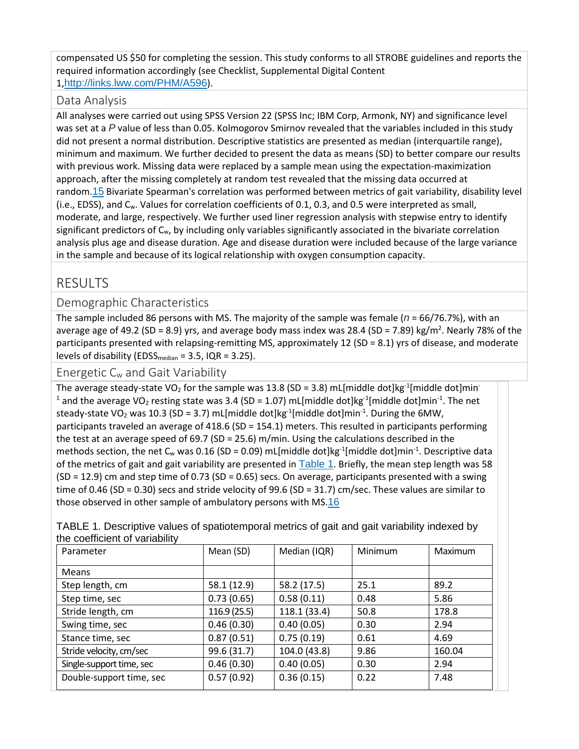compensated US $50 for completing the session. This study conforms to all STROBE guidelines and reports the required information accordingly (see Checklist, Supplemental Digital Content 1,http://links.lww.com/PHM/A596).

### Data Analysis

All analyses were carried out using SPSS Version 22 (SPSS Inc; IBM Corp, Armonk, NY) and significance level was set at a $P$ value of less than 0.05. Kolmogorov Smirnov revealed that the variables included in this study did not present a normal distribution. Descriptive statistics are presented as median (interquartile range), minimum and maximum. We further decided to present the data as means (SD) to better compare our results with previous work. Missing data were replaced by a sample mean using the expectation-maximization approach, after the missing completely at random test revealed that the missing data occurred at random.[15] Bivariate Spearman's correlation was performed between metrics of gait variability, disability level (i.e., EDSS), and $C_w$. Values for correlation coefficients of 0.1, 0.3, and 0.5 were interpreted as small, moderate, and large, respectively. We further used liner regression analysis with stepwise entry to identify significant predictors of $C_w$, by including only variables significantly associated in the bivariate correlation analysis plus age and disease duration. Age and disease duration were included because of the large variance in the sample and because of its logical relationship with oxygen consumption capacity.

## RESULTS

### Demographic Characteristics

The sample included 86 persons with MS. The majority of the sample was female ($n$ = 66/76.7%), with an average age of 49.2 (SD = 8.9) yrs, and average body mass index was 28.4 (SD = 7.89) kg/m$^2$. Nearly 78% of the participants presented with relapsing-remitting MS, approximately 12 (SD = 8.1) yrs of disease, and moderate levels of disability ($EDSS_{median}$ = 3.5, IQR = 3.25).

### Energetic $C_w$ and Gait Variability

The average steady-state $VO_2$ for the sample was 13.8 (SD = 3.8) mL[middle dot]kg$^{-1}$[middle dot]min$^{-1}$ and the average $VO_2$ resting state was 3.4 (SD = 1.07) mL[middle dot]kg$^{-1}$[middle dot]min$^{-1}$. The net steady-state $VO_2$ was 10.3 (SD = 3.7) mL[middle dot]kg$^{-1}$[middle dot]min$^{-1}$. During the 6MW, participants traveled an average of 418.6 (SD = 154.1) meters. This resulted in participants performing the test at an average speed of 69.7 (SD = 25.6) m/min. Using the calculations described in the methods section, the net $C_w$ was 0.16 (SD = 0.09) mL[middle dot]kg$^{-1}$[middle dot]min$^{-1}$. Descriptive data of the metrics of gait and gait variability are presented in Table 1. Briefly, the mean step length was 58 (SD = 12.9) cm and step time of 0.73 (SD = 0.65) secs. On average, participants presented with a swing time of 0.46 (SD = 0.30) secs and stride velocity of 99.6 (SD = 31.7) cm/sec. These values are similar to those observed in other sample of ambulatory persons with MS.[16]

TABLE 1. Descriptive values of spatiotemporal metrics of gait and gait variability indexed by the coefficient of variability

| Parameter | Mean (SD) | Median (IQR) | Minimum | Maximum |
|---|---|---|---|---|
| Means | | | | |
| Step length, cm | 58.1 (12.9) | 58.2 (17.5) | 25.1 | 89.2 |
| Step time, sec | 0.73 (0.65) | 0.58 (0.11) | 0.48 | 5.86 |
| Stride length, cm | 116.9 (25.5) | 118.1 (33.4) | 50.8 | 178.8 |
| Swing time, sec | 0.46 (0.30) | 0.40 (0.05) | 0.30 | 2.94 |
| Stance time, sec | 0.87 (0.51) | 0.75 (0.19) | 0.61 | 4.69 |
| Stride velocity, cm/sec | 99.6 (31.7) | 104.0 (43.8) | 9.86 | 160.04 |
| Single-support time, sec | 0.46 (0.30) | 0.40 (0.05) | 0.30 | 2.94 |
| Double-support time, sec | 0.57 (0.92) | 0.36 (0.15) | 0.22 | 7.48 |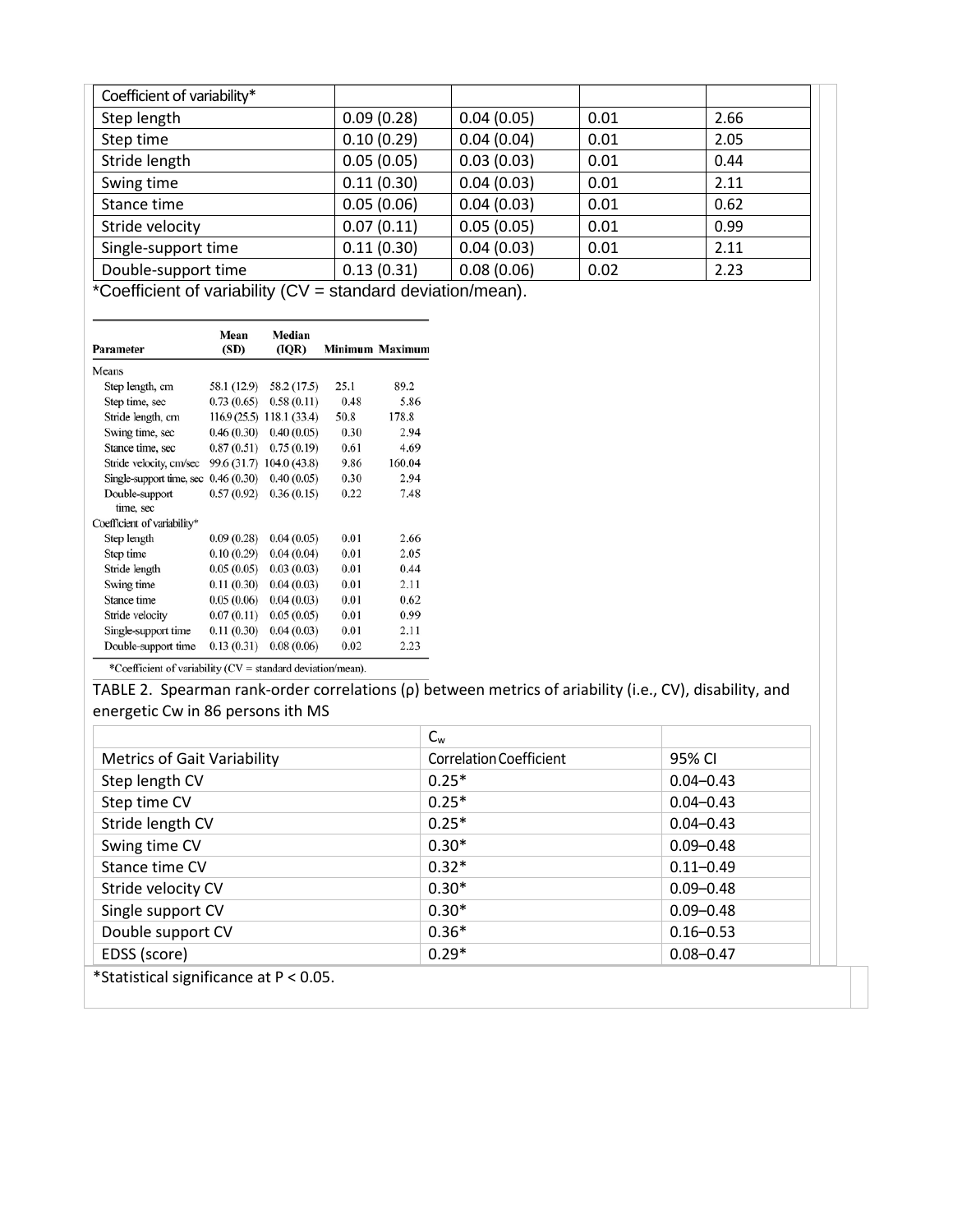| Coefficient of variability* | | | | |
|---|---|---|---|---|
| Step length | 0.09 (0.28) | 0.04 (0.05) | 0.01 | 2.66 |
| Step time | 0.10 (0.29) | 0.04 (0.04) | 0.01 | 2.05 |
| Stride length | 0.05 (0.05) | 0.03 (0.03) | 0.01 | 0.44 |
| Swing time | 0.11 (0.30) | 0.04 (0.03) | 0.01 | 2.11 |
| Stance time | 0.05 (0.06) | 0.04 (0.03) | 0.01 | 0.62 |
| Stride velocity | 0.07 (0.11) | 0.05 (0.05) | 0.01 | 0.99 |
| Single-support time | 0.11 (0.30) | 0.04 (0.03) | 0.01 | 2.11 |
| Double-support time | 0.13 (0.31) | 0.08 (0.06) | 0.02 | 2.23 |

*Coefficient of variability (CV = standard deviation/mean).

| Parameter | Mean (SD) | Median (IQR) | Minimum | Maximum |
|---|---|---|---|---|
| Means | | | | |
| Step length, cm | 58.1 (12.9) | 58.2 (17.5) | 25.1 | 89.2 |
| Step time, sec | 0.73 (0.65) | 0.58 (0.11) | 0.48 | 5.86 |
| Stride length, cm | 116.9 (25.5) | 118.1 (33.4) | 50.8 | 178.8 |
| Swing time, sec | 0.46 (0.30) | 0.40 (0.05) | 0.30 | 2.94 |
| Stance time, sec | 0.87 (0.51) | 0.75 (0.19) | 0.61 | 4.69 |
| Stride velocity, cm/sec | 99.6 (31.7) | 104.0 (43.8) | 9.86 | 160.04 |
| Single-support time, sec | 0.46 (0.30) | 0.40 (0.05) | 0.30 | 2.94 |
| Double-support time, sec | 0.57 (0.92) | 0.36 (0.15) | 0.22 | 7.48 |
| Coefficient of variability* | | | | |
| Step length | 0.09 (0.28) | 0.04 (0.05) | 0.01 | 2.66 |
| Step time | 0.10 (0.29) | 0.04 (0.04) | 0.01 | 2.05 |
| Stride length | 0.05 (0.05) | 0.03 (0.03) | 0.01 | 0.44 |
| Swing time | 0.11 (0.30) | 0.04 (0.03) | 0.01 | 2.11 |
| Stance time | 0.05 (0.06) | 0.04 (0.03) | 0.01 | 0.62 |
| Stride velocity | 0.07 (0.11) | 0.05 (0.05) | 0.01 | 0.99 |
| Single-support time | 0.11 (0.30) | 0.04 (0.03) | 0.01 | 2.11 |
| Double-support time | 0.13 (0.31) | 0.08 (0.06) | 0.02 | 2.23 |

*Coefficient of variability (CV = standard deviation/mean).

TABLE 2. Spearman rank-order correlations (ρ) between metrics of ariability (i.e., CV), disability, and energetic $C_w$ in 86 persons ith MS

| | $C_w$ | |
|---|---|---|
| Metrics of Gait Variability | Correlation Coefficient | 95% CI |
| Step length CV | 0.25* | 0.04–0.43 |
| Step time CV | 0.25* | 0.04–0.43 |
| Stride length CV | 0.25* | 0.04–0.43 |
| Swing time CV | 0.30* | 0.09–0.48 |
| Stance time CV | 0.32* | 0.11–0.49 |
| Stride velocity CV | 0.30* | 0.09–0.48 |
| Single support CV | 0.30* | 0.09–0.48 |
| Double support CV | 0.36* | 0.16–0.53 |
| EDSS (score) | 0.29* | 0.08–0.47 |

*Statistical significance at $P < 0.05$.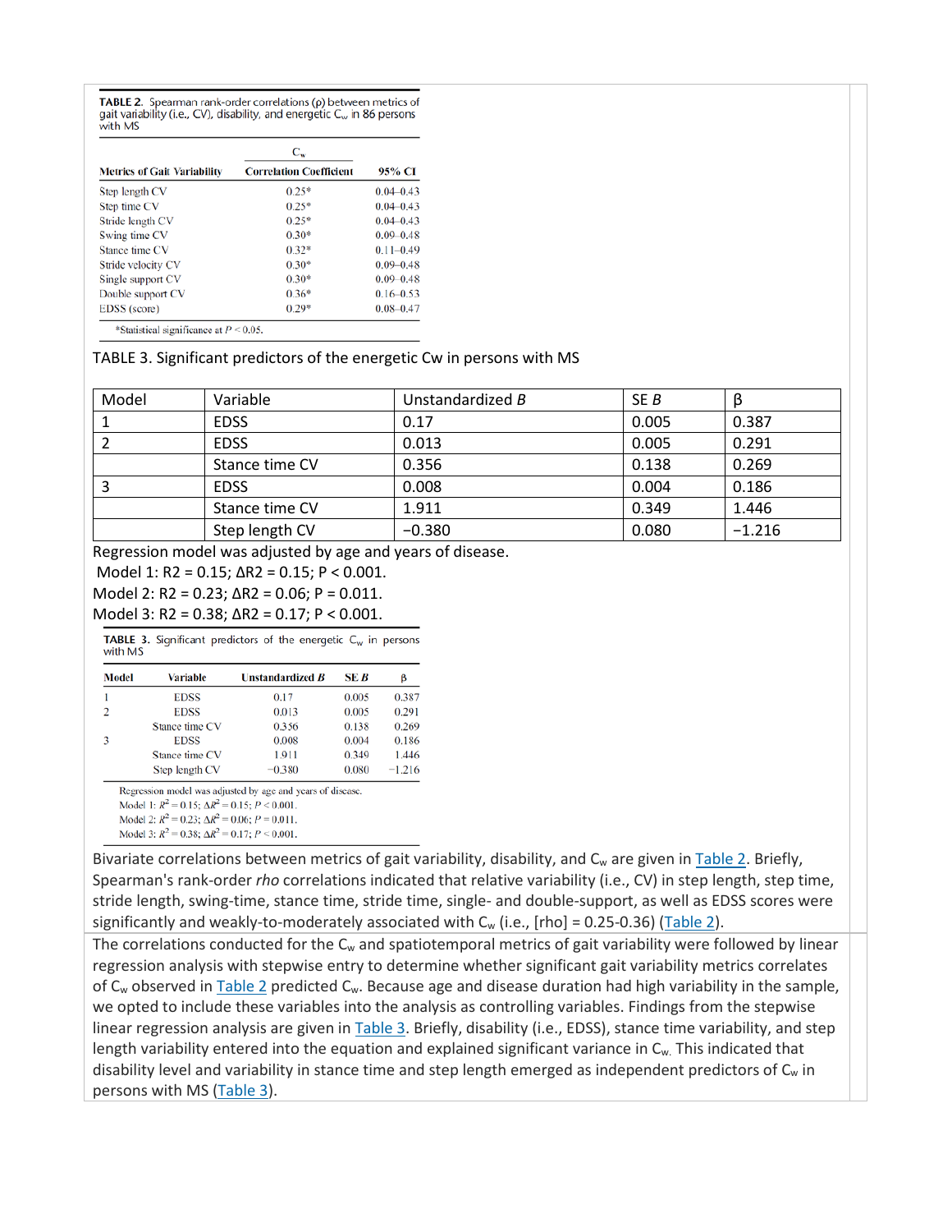**TABLE 2.** Spearman rank-order correlations (ρ) between metrics of gait variability (i.e., CV), disability, and energetic $C_w$ in 86 persons with MS

| | $C_w$ | |
|---|---|---|
| **Metrics of Gait Variability** | **Correlation Coefficient** | **95% CI** |
| Step length CV | 0.25* | 0.04–0.43 |
| Step time CV | 0.25* | 0.04–0.43 |
| Stride length CV | 0.25* | 0.04–0.43 |
| Swing time CV | 0.30* | 0.09–0.48 |
| Stance time CV | 0.32* | 0.11–0.49 |
| Stride velocity CV | 0.30* | 0.09–0.48 |
| Single support CV | 0.30* | 0.09–0.48 |
| Double support CV | 0.36* | 0.16–0.53 |
| EDSS (score) | 0.29* | 0.08–0.47 |

*Statistical significance at $P < 0.05$.

TABLE 3. Significant predictors of the energetic Cw in persons with MS

| Model | Variable | Unstandardized *B* | SE *B* | β |
|---|---|---|---|---|
| 1 | EDSS | 0.17 | 0.005 | 0.387 |
| 2 | EDSS | 0.013 | 0.005 | 0.291 |
| | Stance time CV | 0.356 | 0.138 | 0.269 |
| 3 | EDSS | 0.008 | 0.004 | 0.186 |
| | Stance time CV | 1.911 | 0.349 | 1.446 |
| | Step length CV | −0.380 | 0.080 | −1.216 |

Regression model was adjusted by age and years of disease.
Model 1: $R^2 = 0.15$; $\Delta R^2 = 0.15$; $P < 0.001$.
Model 2: $R^2 = 0.23$; $\Delta R^2 = 0.06$; $P = 0.011$.
Model 3: $R^2 = 0.38$; $\Delta R^2 = 0.17$; $P < 0.001$.

**TABLE 3.** Significant predictors of the energetic $C_w$ in persons with MS

| Model | Variable | Unstandardized *B* | SE *B* | β |
|---|---|---|---|---|
| 1 | EDSS | 0.17 | 0.005 | 0.387 |
| 2 | EDSS | 0.013 | 0.005 | 0.291 |
| | Stance time CV | 0.356 | 0.138 | 0.269 |
| 3 | EDSS | 0.008 | 0.004 | 0.186 |
| | Stance time CV | 1.911 | 0.349 | 1.446 |
| | Step length CV | −0.380 | 0.080 | −1.216 |

Regression model was adjusted by age and years of disease.
Model 1: $R^2 = 0.15$; $\Delta R^2 = 0.15$; $P < 0.001$.
Model 2: $R^2 = 0.23$; $\Delta R^2 = 0.06$; $P = 0.011$.
Model 3: $R^2 = 0.38$; $\Delta R^2 = 0.17$; $P < 0.001$.

Bivariate correlations between metrics of gait variability, disability, and $C_w$ are given in Table 2. Briefly, Spearman's rank-order *rho* correlations indicated that relative variability (i.e., CV) in step length, step time, stride length, swing-time, stance time, stride time, single- and double-support, as well as EDSS scores were significantly and weakly-to-moderately associated with $C_w$ (i.e., [rho] = 0.25-0.36) (Table 2).

The correlations conducted for the $C_w$ and spatiotemporal metrics of gait variability were followed by linear regression analysis with stepwise entry to determine whether significant gait variability metrics correlates of $C_w$ observed in Table 2 predicted $C_w$. Because age and disease duration had high variability in the sample, we opted to include these variables into the analysis as controlling variables. Findings from the stepwise linear regression analysis are given in Table 3. Briefly, disability (i.e., EDSS), stance time variability, and step length variability entered into the equation and explained significant variance in $C_w$. This indicated that disability level and variability in stance time and step length emerged as independent predictors of $C_w$ in persons with MS (Table 3).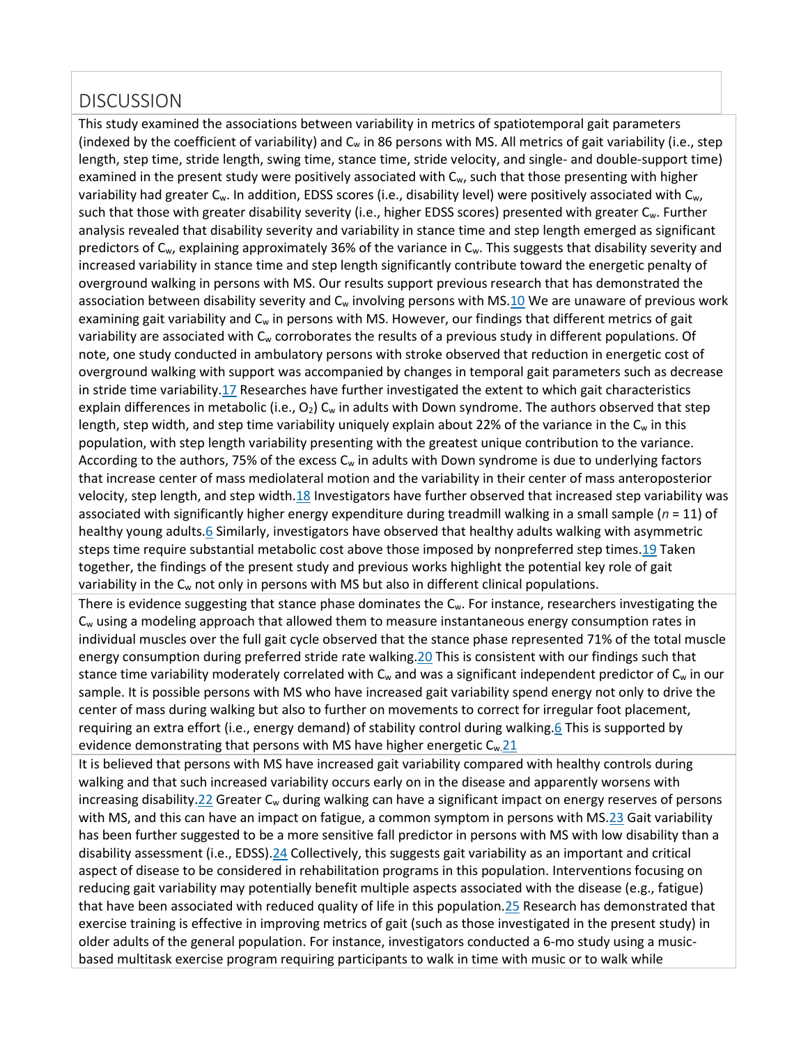## DISCUSSION

This study examined the associations between variability in metrics of spatiotemporal gait parameters (indexed by the coefficient of variability) and $C_w$ in 86 persons with MS. All metrics of gait variability (i.e., step length, step time, stride length, swing time, stance time, stride velocity, and single- and double-support time) examined in the present study were positively associated with $C_w$, such that those presenting with higher variability had greater $C_w$. In addition, EDSS scores (i.e., disability level) were positively associated with $C_w$, such that those with greater disability severity (i.e., higher EDSS scores) presented with greater $C_w$. Further analysis revealed that disability severity and variability in stance time and step length emerged as significant predictors of $C_w$, explaining approximately 36% of the variance in $C_w$. This suggests that disability severity and increased variability in stance time and step length significantly contribute toward the energetic penalty of overground walking in persons with MS. Our results support previous research that has demonstrated the association between disability severity and $C_w$ involving persons with MS.[10] We are unaware of previous work examining gait variability and $C_w$ in persons with MS. However, our findings that different metrics of gait variability are associated with $C_w$ corroborates the results of a previous study in different populations. Of note, one study conducted in ambulatory persons with stroke observed that reduction in energetic cost of overground walking with support was accompanied by changes in temporal gait parameters such as decrease in stride time variability.[17] Researches have further investigated the extent to which gait characteristics explain differences in metabolic (i.e., $O_2$) $C_w$ in adults with Down syndrome. The authors observed that step length, step width, and step time variability uniquely explain about 22% of the variance in the $C_w$ in this population, with step length variability presenting with the greatest unique contribution to the variance. According to the authors, 75% of the excess $C_w$ in adults with Down syndrome is due to underlying factors that increase center of mass mediolateral motion and the variability in their center of mass anteroposterior velocity, step length, and step width.[18] Investigators have further observed that increased step variability was associated with significantly higher energy expenditure during treadmill walking in a small sample (*n* = 11) of healthy young adults.[6] Similarly, investigators have observed that healthy adults walking with asymmetric steps time require substantial metabolic cost above those imposed by nonpreferred step times.[19] Taken together, the findings of the present study and previous works highlight the potential key role of gait variability in the $C_w$ not only in persons with MS but also in different clinical populations.

There is evidence suggesting that stance phase dominates the $C_w$. For instance, researchers investigating the $C_w$ using a modeling approach that allowed them to measure instantaneous energy consumption rates in individual muscles over the full gait cycle observed that the stance phase represented 71% of the total muscle energy consumption during preferred stride rate walking.[20] This is consistent with our findings such that stance time variability moderately correlated with $C_w$ and was a significant independent predictor of $C_w$ in our sample. It is possible persons with MS who have increased gait variability spend energy not only to drive the center of mass during walking but also to further on movements to correct for irregular foot placement, requiring an extra effort (i.e., energy demand) of stability control during walking.[6] This is supported by evidence demonstrating that persons with MS have higher energetic $C_w$.[21]

It is believed that persons with MS have increased gait variability compared with healthy controls during walking and that such increased variability occurs early on in the disease and apparently worsens with increasing disability.[22] Greater $C_w$ during walking can have a significant impact on energy reserves of persons with MS, and this can have an impact on fatigue, a common symptom in persons with MS.[23] Gait variability has been further suggested to be a more sensitive fall predictor in persons with MS with low disability than a disability assessment (i.e., EDSS).[24] Collectively, this suggests gait variability as an important and critical aspect of disease to be considered in rehabilitation programs in this population. Interventions focusing on reducing gait variability may potentially benefit multiple aspects associated with the disease (e.g., fatigue) that have been associated with reduced quality of life in this population.[25] Research has demonstrated that exercise training is effective in improving metrics of gait (such as those investigated in the present study) in older adults of the general population. For instance, investigators conducted a 6-mo study using a music-based multitask exercise program requiring participants to walk in time with music or to walk while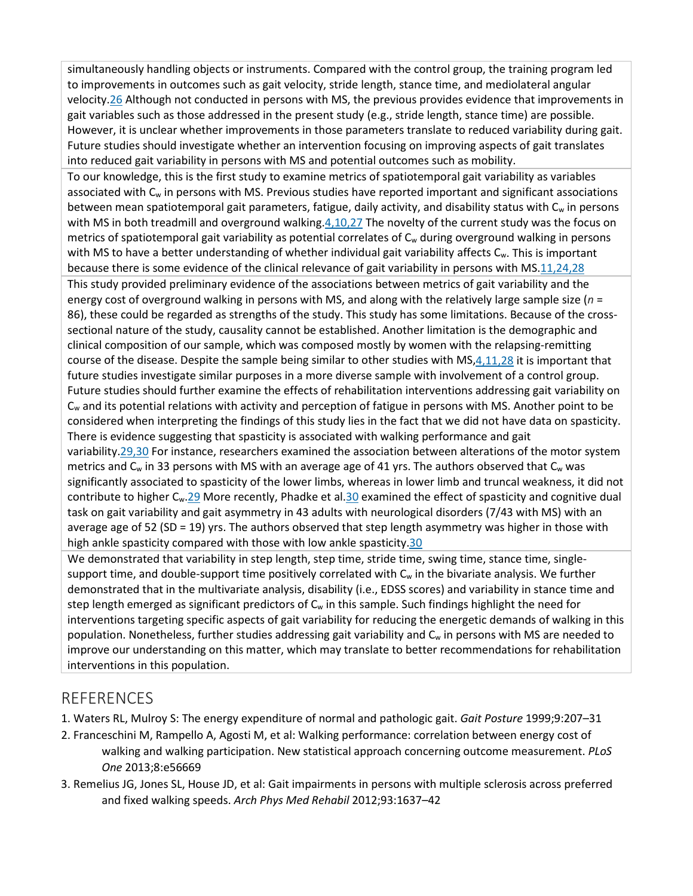simultaneously handling objects or instruments. Compared with the control group, the training program led to improvements in outcomes such as gait velocity, stride length, stance time, and mediolateral angular velocity.[26] Although not conducted in persons with MS, the previous provides evidence that improvements in gait variables such as those addressed in the present study (e.g., stride length, stance time) are possible. However, it is unclear whether improvements in those parameters translate to reduced variability during gait. Future studies should investigate whether an intervention focusing on improving aspects of gait translates into reduced gait variability in persons with MS and potential outcomes such as mobility.

To our knowledge, this is the first study to examine metrics of spatiotemporal gait variability as variables associated with $C_w$ in persons with MS. Previous studies have reported important and significant associations between mean spatiotemporal gait parameters, fatigue, daily activity, and disability status with $C_w$ in persons with MS in both treadmill and overground walking.[4,10,27] The novelty of the current study was the focus on metrics of spatiotemporal gait variability as potential correlates of $C_w$ during overground walking in persons with MS to have a better understanding of whether individual gait variability affects $C_w$. This is important because there is some evidence of the clinical relevance of gait variability in persons with MS.[11,24,28]

This study provided preliminary evidence of the associations between metrics of gait variability and the energy cost of overground walking in persons with MS, and along with the relatively large sample size ($n$ = 86), these could be regarded as strengths of the study. This study has some limitations. Because of the cross-sectional nature of the study, causality cannot be established. Another limitation is the demographic and clinical composition of our sample, which was composed mostly by women with the relapsing-remitting course of the disease. Despite the sample being similar to other studies with MS,[4,11,28] it is important that future studies investigate similar purposes in a more diverse sample with involvement of a control group. Future studies should further examine the effects of rehabilitation interventions addressing gait variability on $C_w$ and its potential relations with activity and perception of fatigue in persons with MS. Another point to be considered when interpreting the findings of this study lies in the fact that we did not have data on spasticity. There is evidence suggesting that spasticity is associated with walking performance and gait variability.[29,30] For instance, researchers examined the association between alterations of the motor system metrics and $C_w$ in 33 persons with MS with an average age of 41 yrs. The authors observed that $C_w$ was significantly associated to spasticity of the lower limbs, whereas in lower limb and truncal weakness, it did not contribute to higher $C_w$.[29] More recently, Phadke et al.[30] examined the effect of spasticity and cognitive dual task on gait variability and gait asymmetry in 43 adults with neurological disorders (7/43 with MS) with an average age of 52 (SD = 19) yrs. The authors observed that step length asymmetry was higher in those with high ankle spasticity compared with those with low ankle spasticity.[30]

We demonstrated that variability in step length, step time, stride time, swing time, stance time, single-support time, and double-support time positively correlated with $C_w$ in the bivariate analysis. We further demonstrated that in the multivariate analysis, disability (i.e., EDSS scores) and variability in stance time and step length emerged as significant predictors of $C_w$ in this sample. Such findings highlight the need for interventions targeting specific aspects of gait variability for reducing the energetic demands of walking in this population. Nonetheless, further studies addressing gait variability and $C_w$ in persons with MS are needed to improve our understanding on this matter, which may translate to better recommendations for rehabilitation interventions in this population.

## REFERENCES

1. Waters RL, Mulroy S: The energy expenditure of normal and pathologic gait. *Gait Posture* 1999;9:207–31
2. Franceschini M, Rampello A, Agosti M, et al: Walking performance: correlation between energy cost of walking and walking participation. New statistical approach concerning outcome measurement. *PLoS One* 2013;8:e56669
3. Remelius JG, Jones SL, House JD, et al: Gait impairments in persons with multiple sclerosis across preferred and fixed walking speeds. *Arch Phys Med Rehabil* 2012;93:1637–42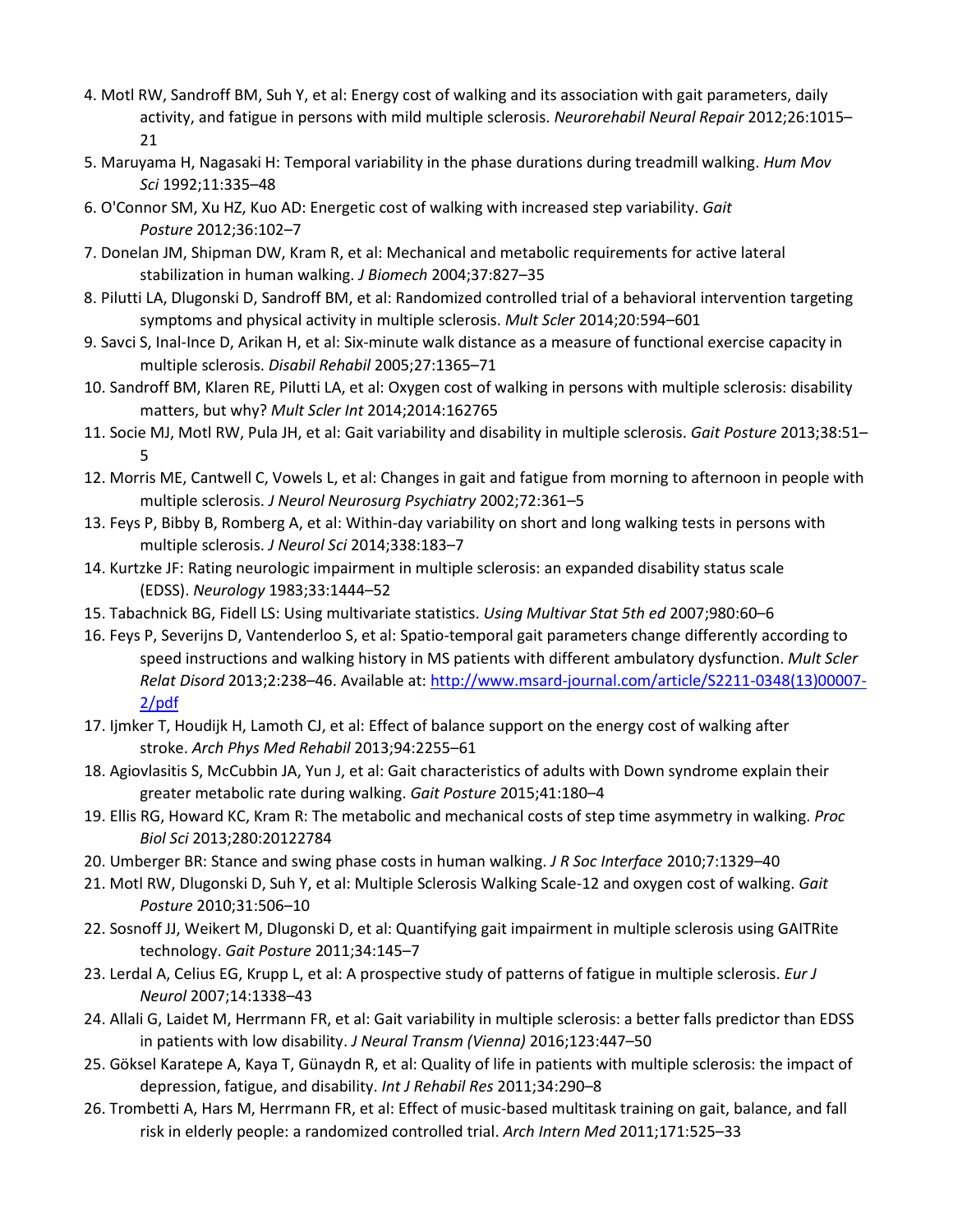4. Motl RW, Sandroff BM, Suh Y, et al: Energy cost of walking and its association with gait parameters, daily activity, and fatigue in persons with mild multiple sclerosis. *Neurorehabil Neural Repair* 2012;26:1015–21
5. Maruyama H, Nagasaki H: Temporal variability in the phase durations during treadmill walking. *Hum Mov Sci* 1992;11:335–48
6. O'Connor SM, Xu HZ, Kuo AD: Energetic cost of walking with increased step variability. *Gait Posture* 2012;36:102–7
7. Donelan JM, Shipman DW, Kram R, et al: Mechanical and metabolic requirements for active lateral stabilization in human walking. *J Biomech* 2004;37:827–35
8. Pilutti LA, Dlugonski D, Sandroff BM, et al: Randomized controlled trial of a behavioral intervention targeting symptoms and physical activity in multiple sclerosis. *Mult Scler* 2014;20:594–601
9. Savci S, Inal-Ince D, Arikan H, et al: Six-minute walk distance as a measure of functional exercise capacity in multiple sclerosis. *Disabil Rehabil* 2005;27:1365–71
10. Sandroff BM, Klaren RE, Pilutti LA, et al: Oxygen cost of walking in persons with multiple sclerosis: disability matters, but why? *Mult Scler Int* 2014;2014:162765
11. Socie MJ, Motl RW, Pula JH, et al: Gait variability and disability in multiple sclerosis. *Gait Posture* 2013;38:51–5
12. Morris ME, Cantwell C, Vowels L, et al: Changes in gait and fatigue from morning to afternoon in people with multiple sclerosis. *J Neurol Neurosurg Psychiatry* 2002;72:361–5
13. Feys P, Bibby B, Romberg A, et al: Within-day variability on short and long walking tests in persons with multiple sclerosis. *J Neurol Sci* 2014;338:183–7
14. Kurtzke JF: Rating neurologic impairment in multiple sclerosis: an expanded disability status scale (EDSS). *Neurology* 1983;33:1444–52
15. Tabachnick BG, Fidell LS: Using multivariate statistics. *Using Multivar Stat 5th ed* 2007;980:60–6
16. Feys P, Severijns D, Vantenderloo S, et al: Spatio-temporal gait parameters change differently according to speed instructions and walking history in MS patients with different ambulatory dysfunction. *Mult Scler Relat Disord* 2013;2:238–46. Available at: http://www.msard-journal.com/article/S2211-0348(13)00007-2/pdf
17. Ijmker T, Houdijk H, Lamoth CJ, et al: Effect of balance support on the energy cost of walking after stroke. *Arch Phys Med Rehabil* 2013;94:2255–61
18. Agiovlasitis S, McCubbin JA, Yun J, et al: Gait characteristics of adults with Down syndrome explain their greater metabolic rate during walking. *Gait Posture* 2015;41:180–4
19. Ellis RG, Howard KC, Kram R: The metabolic and mechanical costs of step time asymmetry in walking. *Proc Biol Sci* 2013;280:20122784
20. Umberger BR: Stance and swing phase costs in human walking. *J R Soc Interface* 2010;7:1329–40
21. Motl RW, Dlugonski D, Suh Y, et al: Multiple Sclerosis Walking Scale-12 and oxygen cost of walking. *Gait Posture* 2010;31:506–10
22. Sosnoff JJ, Weikert M, Dlugonski D, et al: Quantifying gait impairment in multiple sclerosis using GAITRite technology. *Gait Posture* 2011;34:145–7
23. Lerdal A, Celius EG, Krupp L, et al: A prospective study of patterns of fatigue in multiple sclerosis. *Eur J Neurol* 2007;14:1338–43
24. Allali G, Laidet M, Herrmann FR, et al: Gait variability in multiple sclerosis: a better falls predictor than EDSS in patients with low disability. *J Neural Transm (Vienna)* 2016;123:447–50
25. Göksel Karatepe A, Kaya T, Günaydn R, et al: Quality of life in patients with multiple sclerosis: the impact of depression, fatigue, and disability. *Int J Rehabil Res* 2011;34:290–8
26. Trombetti A, Hars M, Herrmann FR, et al: Effect of music-based multitask training on gait, balance, and fall risk in elderly people: a randomized controlled trial. *Arch Intern Med* 2011;171:525–33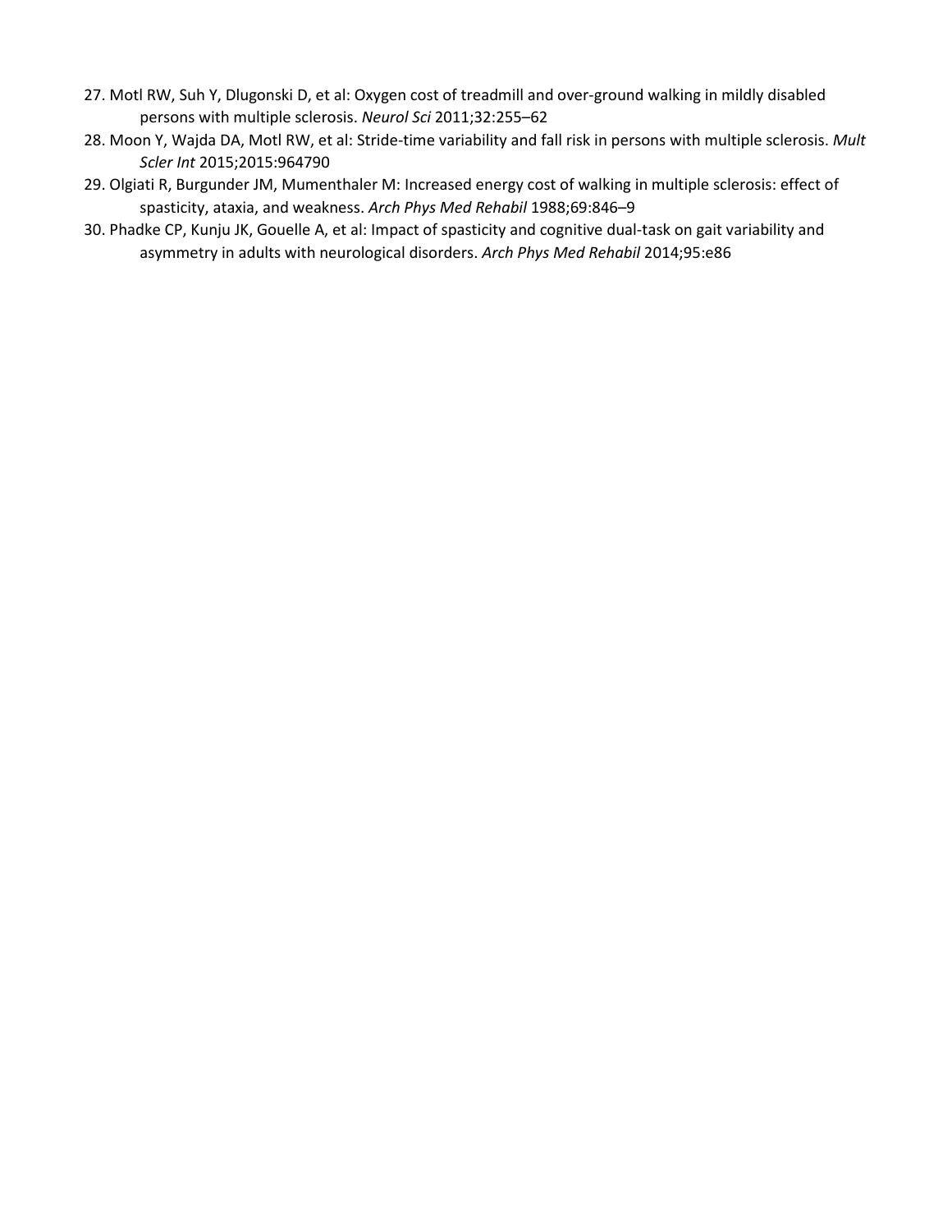27. Motl RW, Suh Y, Dlugonski D, et al: Oxygen cost of treadmill and over-ground walking in mildly disabled persons with multiple sclerosis. *Neurol Sci* 2011;32:255–62
28. Moon Y, Wajda DA, Motl RW, et al: Stride-time variability and fall risk in persons with multiple sclerosis. *Mult Scler Int* 2015;2015:964790
29. Olgiati R, Burgunder JM, Mumenthaler M: Increased energy cost of walking in multiple sclerosis: effect of spasticity, ataxia, and weakness. *Arch Phys Med Rehabil* 1988;69:846–9
30. Phadke CP, Kunju JK, Gouelle A, et al: Impact of spasticity and cognitive dual-task on gait variability and asymmetry in adults with neurological disorders. *Arch Phys Med Rehabil* 2014;95:e86